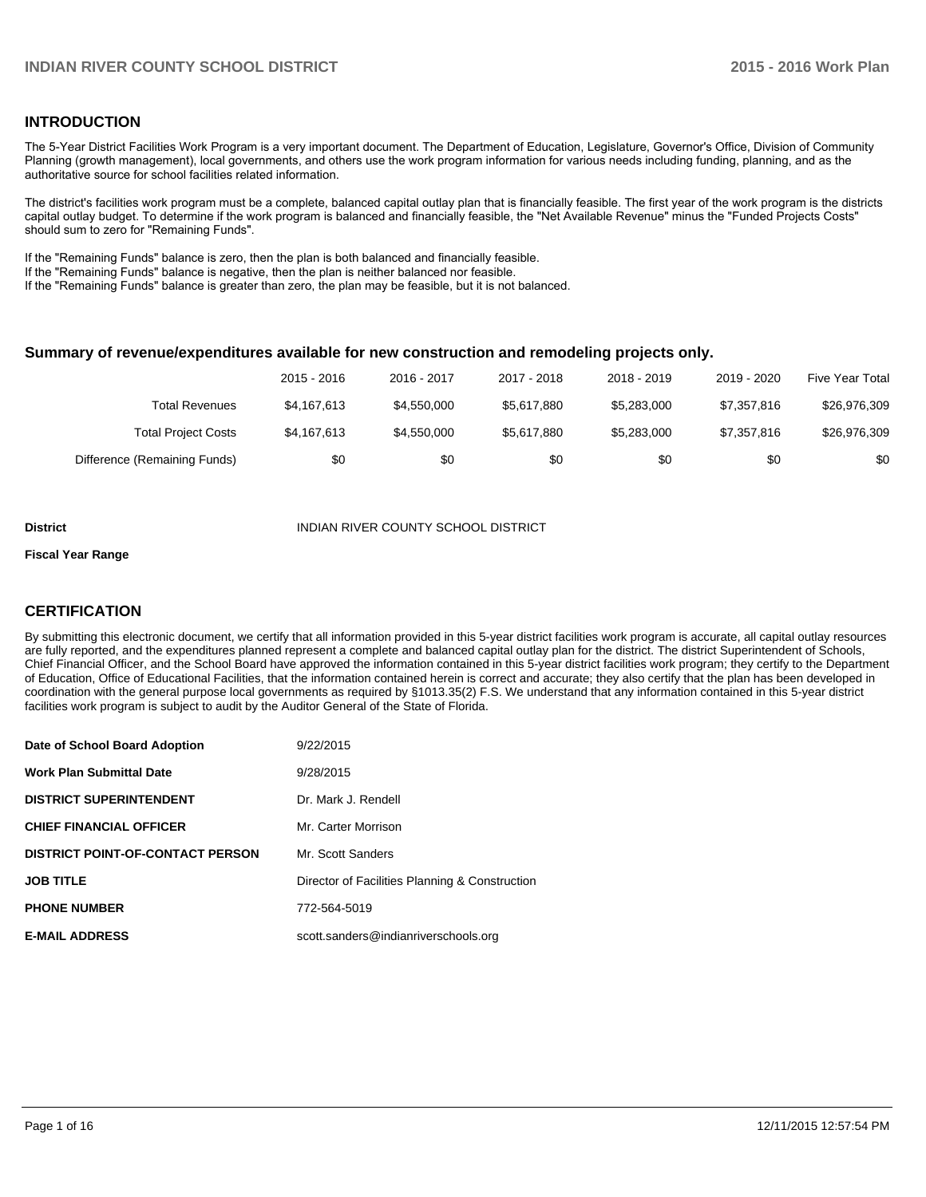## INTRODUCTION

The 5-Year District Facilities Work Program is a very important document. The Department of Education, Legislature, Governor's Office, Division of Community Planning (growth management), local governments, and others use the work program information for various needs including funding, planning, and as the authoritative source for school facilities related information.

The district's facilities work program must be a complete, balanced capital outlay plan that is financially feasible. The first year of the work program is the districts capital outlay budget. To determine if the work program is balanced and financially feasible, the "Net Available Revenue" minus the "Funded Projects Costs" should sum to zero for "Remaining Funds".

If the "Remaining Funds" balance is zero, then the plan is both balanced and financially feasible.
If the "Remaining Funds" balance is negative, then the plan is neither balanced nor feasible.
If the "Remaining Funds" balance is greater than zero, the plan may be feasible, but it is not balanced.

### Summary of revenue/expenditures available for new construction and remodeling projects only.

| | 2015 - 2016 | 2016 - 2017 | 2017 - 2018 | 2018 - 2019 | 2019 - 2020 | Five Year Total |
|---|---|---|---|---|---|---|
| Total Revenues | $4,167,613 | $4,550,000 | $5,617,880 | $5,283,000 | $7,357,816 | $26,976,309 |
| Total Project Costs | $4,167,613 | $4,550,000 | $5,617,880 | $5,283,000 | $7,357,816 | $26,976,309 |
| Difference (Remaining Funds) | $0 | $0 | $0 | $0 | $0 | $0 |

**District** INDIAN RIVER COUNTY SCHOOL DISTRICT

**Fiscal Year Range**

## CERTIFICATION

By submitting this electronic document, we certify that all information provided in this 5-year district facilities work program is accurate, all capital outlay resources are fully reported, and the expenditures planned represent a complete and balanced capital outlay plan for the district. The district Superintendent of Schools, Chief Financial Officer, and the School Board have approved the information contained in this 5-year district facilities work program; they certify to the Department of Education, Office of Educational Facilities, that the information contained herein is correct and accurate; they also certify that the plan has been developed in coordination with the general purpose local governments as required by §1013.35(2) F.S. We understand that any information contained in this 5-year district facilities work program is subject to audit by the Auditor General of the State of Florida.

| | |
|---|---|
| **Date of School Board Adoption** | 9/22/2015 |
| **Work Plan Submittal Date** | 9/28/2015 |
| **DISTRICT SUPERINTENDENT** | Dr. Mark J. Rendell |
| **CHIEF FINANCIAL OFFICER** | Mr. Carter Morrison |
| **DISTRICT POINT-OF-CONTACT PERSON** | Mr. Scott Sanders |
| **JOB TITLE** | Director of Facilities Planning & Construction |
| **PHONE NUMBER** | 772-564-5019 |
| **E-MAIL ADDRESS** | scott.sanders@indianriverschools.org |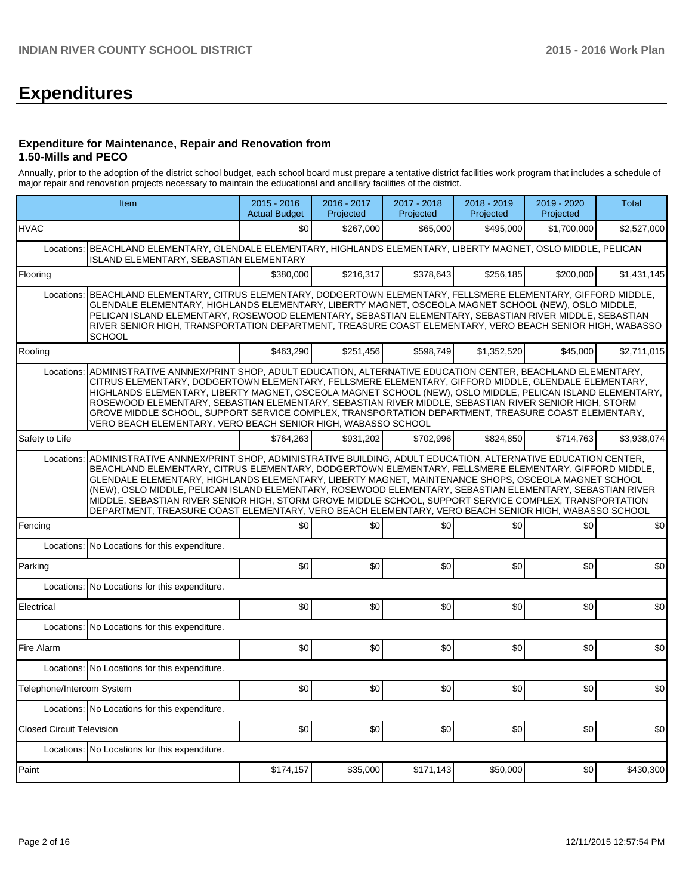# Expenditures

### Expenditure for Maintenance, Repair and Renovation from 1.50-Mills and PECO

Annually, prior to the adoption of the district school budget, each school board must prepare a tentative district facilities work program that includes a schedule of major repair and renovation projects necessary to maintain the educational and ancillary facilities of the district.

| Item | | 2015 - 2016 Actual Budget | 2016 - 2017 Projected | 2017 - 2018 Projected | 2018 - 2019 Projected | 2019 - 2020 Projected | Total |
|---|---|---|---|---|---|---|---|
| HVAC | | $0 | $267,000 | $65,000 | $495,000 | $1,700,000 | $2,527,000 |
| Locations: | BEACHLAND ELEMENTARY, GLENDALE ELEMENTARY, HIGHLANDS ELEMENTARY, LIBERTY MAGNET, OSLO MIDDLE, PELICAN ISLAND ELEMENTARY, SEBASTIAN ELEMENTARY | | | | | | |
| Flooring | | $380,000 | $216,317 | $378,643 | $256,185 | $200,000 | $1,431,145 |
| Locations: | BEACHLAND ELEMENTARY, CITRUS ELEMENTARY, DODGERTOWN ELEMENTARY, FELLSMERE ELEMENTARY, GIFFORD MIDDLE, GLENDALE ELEMENTARY, HIGHLANDS ELEMENTARY, LIBERTY MAGNET, OSCEOLA MAGNET SCHOOL (NEW), OSLO MIDDLE, PELICAN ISLAND ELEMENTARY, ROSEWOOD ELEMENTARY, SEBASTIAN ELEMENTARY, SEBASTIAN RIVER MIDDLE, SEBASTIAN RIVER SENIOR HIGH, TRANSPORTATION DEPARTMENT, TREASURE COAST ELEMENTARY, VERO BEACH SENIOR HIGH, WABASSO SCHOOL | | | | | | |
| Roofing | | $463,290 | $251,456 | $598,749 | $1,352,520 | $45,000 | $2,711,015 |
| Locations: | ADMINISTRATIVE ANNNEX/PRINT SHOP, ADULT EDUCATION, ALTERNATIVE EDUCATION CENTER, BEACHLAND ELEMENTARY, CITRUS ELEMENTARY, DODGERTOWN ELEMENTARY, FELLSMERE ELEMENTARY, GIFFORD MIDDLE, GLENDALE ELEMENTARY, HIGHLANDS ELEMENTARY, LIBERTY MAGNET, OSCEOLA MAGNET SCHOOL (NEW), OSLO MIDDLE, PELICAN ISLAND ELEMENTARY, ROSEWOOD ELEMENTARY, SEBASTIAN ELEMENTARY, SEBASTIAN RIVER MIDDLE, SEBASTIAN RIVER SENIOR HIGH, STORM GROVE MIDDLE SCHOOL, SUPPORT SERVICE COMPLEX, TRANSPORTATION DEPARTMENT, TREASURE COAST ELEMENTARY, VERO BEACH ELEMENTARY, VERO BEACH SENIOR HIGH, WABASSO SCHOOL | | | | | | |
| Safety to Life | | $764,263 | $931,202 | $702,996 | $824,850 | $714,763 | $3,938,074 |
| Locations: | ADMINISTRATIVE ANNNEX/PRINT SHOP, ADMINISTRATIVE BUILDING, ADULT EDUCATION, ALTERNATIVE EDUCATION CENTER, BEACHLAND ELEMENTARY, CITRUS ELEMENTARY, DODGERTOWN ELEMENTARY, FELLSMERE ELEMENTARY, GIFFORD MIDDLE, GLENDALE ELEMENTARY, HIGHLANDS ELEMENTARY, LIBERTY MAGNET, MAINTENANCE SHOPS, OSCEOLA MAGNET SCHOOL (NEW), OSLO MIDDLE, PELICAN ISLAND ELEMENTARY, ROSEWOOD ELEMENTARY, SEBASTIAN ELEMENTARY, SEBASTIAN RIVER MIDDLE, SEBASTIAN RIVER SENIOR HIGH, STORM GROVE MIDDLE SCHOOL, SUPPORT SERVICE COMPLEX, TRANSPORTATION DEPARTMENT, TREASURE COAST ELEMENTARY, VERO BEACH ELEMENTARY, VERO BEACH SENIOR HIGH, WABASSO SCHOOL | | | | | | |
| Fencing | | $0 | $0 | $0 | $0 | $0 | $0 |
| Locations: | No Locations for this expenditure. | | | | | | |
| Parking | | $0 | $0 | $0 | $0 | $0 | $0 |
| Locations: | No Locations for this expenditure. | | | | | | |
| Electrical | | $0 | $0 | $0 | $0 | $0 | $0 |
| Locations: | No Locations for this expenditure. | | | | | | |
| Fire Alarm | | $0 | $0 | $0 | $0 | $0 | $0 |
| Locations: | No Locations for this expenditure. | | | | | | |
| Telephone/Intercom System | | $0 | $0 | $0 | $0 | $0 | $0 |
| Locations: | No Locations for this expenditure. | | | | | | |
| Closed Circuit Television | | $0 | $0 | $0 | $0 | $0 | $0 |
| Locations: | No Locations for this expenditure. | | | | | | |
| Paint | | $174,157 | $35,000 | $171,143 | $50,000 | $0 | $430,300 |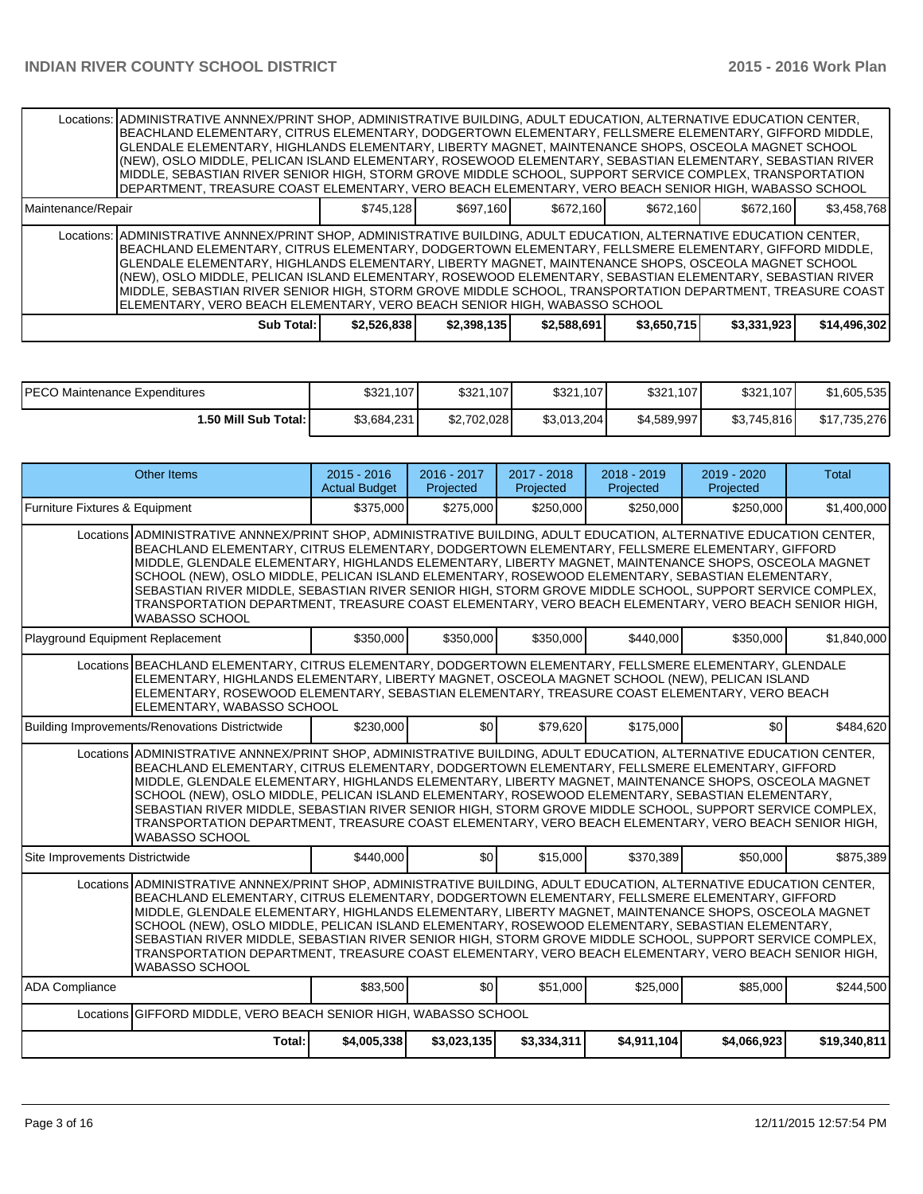| | | | | | | |
|---|---|---|---|---|---|---|
| Locations: | ADMINISTRATIVE ANNNEX/PRINT SHOP, ADMINISTRATIVE BUILDING, ADULT EDUCATION, ALTERNATIVE EDUCATION CENTER, BEACHLAND ELEMENTARY, CITRUS ELEMENTARY, DODGERTOWN ELEMENTARY, FELLSMERE ELEMENTARY, GIFFORD MIDDLE, GLENDALE ELEMENTARY, HIGHLANDS ELEMENTARY, LIBERTY MAGNET, MAINTENANCE SHOPS, OSCEOLA MAGNET SCHOOL (NEW), OSLO MIDDLE, PELICAN ISLAND ELEMENTARY, ROSEWOOD ELEMENTARY, SEBASTIAN ELEMENTARY, SEBASTIAN RIVER MIDDLE, SEBASTIAN RIVER SENIOR HIGH, STORM GROVE MIDDLE SCHOOL, SUPPORT SERVICE COMPLEX, TRANSPORTATION DEPARTMENT, TREASURE COAST ELEMENTARY, VERO BEACH ELEMENTARY, VERO BEACH SENIOR HIGH, WABASSO SCHOOL | | | | | |
| Maintenance/Repair | | $745,128 | $697,160 | $672,160 | $672,160 | $672,160 | $3,458,768 |
| Locations: | ADMINISTRATIVE ANNNEX/PRINT SHOP, ADMINISTRATIVE BUILDING, ADULT EDUCATION, ALTERNATIVE EDUCATION CENTER, BEACHLAND ELEMENTARY, CITRUS ELEMENTARY, DODGERTOWN ELEMENTARY, FELLSMERE ELEMENTARY, GIFFORD MIDDLE, GLENDALE ELEMENTARY, HIGHLANDS ELEMENTARY, LIBERTY MAGNET, MAINTENANCE SHOPS, OSCEOLA MAGNET SCHOOL (NEW), OSLO MIDDLE, PELICAN ISLAND ELEMENTARY, ROSEWOOD ELEMENTARY, SEBASTIAN ELEMENTARY, SEBASTIAN RIVER MIDDLE, SEBASTIAN RIVER SENIOR HIGH, STORM GROVE MIDDLE SCHOOL, TRANSPORTATION DEPARTMENT, TREASURE COAST ELEMENTARY, VERO BEACH ELEMENTARY, VERO BEACH SENIOR HIGH, WABASSO SCHOOL | | | | | |
| | **Sub Total:** | **$2,526,838** | **$2,398,135** | **$2,588,691** | **$3,650,715** | **$3,331,923** | **$14,496,302** |

| | | | | | | |
|---|---|---|---|---|---|---|
| PECO Maintenance Expenditures | $321,107 | $321,107 | $321,107 | $321,107 | $321,107 | $1,605,535 |
| **1.50 Mill Sub Total:** | $3,684,231 | $2,702,028 | $3,013,204 | $4,589,997 | $3,745,816 | $17,735,276 |

| Other Items | | 2015 - 2016 Actual Budget | 2016 - 2017 Projected | 2017 - 2018 Projected | 2018 - 2019 Projected | 2019 - 2020 Projected | Total |
|---|---|---|---|---|---|---|---|
| Furniture Fixtures & Equipment | | $375,000 | $275,000 | $250,000 | $250,000 | $250,000 | $1,400,000 |
| Locations | ADMINISTRATIVE ANNNEX/PRINT SHOP, ADMINISTRATIVE BUILDING, ADULT EDUCATION, ALTERNATIVE EDUCATION CENTER, BEACHLAND ELEMENTARY, CITRUS ELEMENTARY, DODGERTOWN ELEMENTARY, FELLSMERE ELEMENTARY, GIFFORD MIDDLE, GLENDALE ELEMENTARY, HIGHLANDS ELEMENTARY, LIBERTY MAGNET, MAINTENANCE SHOPS, OSCEOLA MAGNET SCHOOL (NEW), OSLO MIDDLE, PELICAN ISLAND ELEMENTARY, ROSEWOOD ELEMENTARY, SEBASTIAN ELEMENTARY, SEBASTIAN RIVER MIDDLE, SEBASTIAN RIVER SENIOR HIGH, STORM GROVE MIDDLE SCHOOL, SUPPORT SERVICE COMPLEX, TRANSPORTATION DEPARTMENT, TREASURE COAST ELEMENTARY, VERO BEACH ELEMENTARY, VERO BEACH SENIOR HIGH, WABASSO SCHOOL | | | | | | |
| Playground Equipment Replacement | | $350,000 | $350,000 | $350,000 | $440,000 | $350,000 | $1,840,000 |
| Locations | BEACHLAND ELEMENTARY, CITRUS ELEMENTARY, DODGERTOWN ELEMENTARY, FELLSMERE ELEMENTARY, GLENDALE ELEMENTARY, HIGHLANDS ELEMENTARY, LIBERTY MAGNET, OSCEOLA MAGNET SCHOOL (NEW), PELICAN ISLAND ELEMENTARY, ROSEWOOD ELEMENTARY, SEBASTIAN ELEMENTARY, TREASURE COAST ELEMENTARY, VERO BEACH ELEMENTARY, WABASSO SCHOOL | | | | | | |
| Building Improvements/Renovations Districtwide | | $230,000 | $0 | $79,620 | $175,000 | $0 | $484,620 |
| Locations | ADMINISTRATIVE ANNNEX/PRINT SHOP, ADMINISTRATIVE BUILDING, ADULT EDUCATION, ALTERNATIVE EDUCATION CENTER, BEACHLAND ELEMENTARY, CITRUS ELEMENTARY, DODGERTOWN ELEMENTARY, FELLSMERE ELEMENTARY, GIFFORD MIDDLE, GLENDALE ELEMENTARY, HIGHLANDS ELEMENTARY, LIBERTY MAGNET, MAINTENANCE SHOPS, OSCEOLA MAGNET SCHOOL (NEW), OSLO MIDDLE, PELICAN ISLAND ELEMENTARY, ROSEWOOD ELEMENTARY, SEBASTIAN ELEMENTARY, SEBASTIAN RIVER MIDDLE, SEBASTIAN RIVER SENIOR HIGH, STORM GROVE MIDDLE SCHOOL, SUPPORT SERVICE COMPLEX, TRANSPORTATION DEPARTMENT, TREASURE COAST ELEMENTARY, VERO BEACH ELEMENTARY, VERO BEACH SENIOR HIGH, WABASSO SCHOOL | | | | | | |
| Site Improvements Districtwide | | $440,000 | $0 | $15,000 | $370,389 | $50,000 | $875,389 |
| Locations | ADMINISTRATIVE ANNNEX/PRINT SHOP, ADMINISTRATIVE BUILDING, ADULT EDUCATION, ALTERNATIVE EDUCATION CENTER, BEACHLAND ELEMENTARY, CITRUS ELEMENTARY, DODGERTOWN ELEMENTARY, FELLSMERE ELEMENTARY, GIFFORD MIDDLE, GLENDALE ELEMENTARY, HIGHLANDS ELEMENTARY, LIBERTY MAGNET, MAINTENANCE SHOPS, OSCEOLA MAGNET SCHOOL (NEW), OSLO MIDDLE, PELICAN ISLAND ELEMENTARY, ROSEWOOD ELEMENTARY, SEBASTIAN ELEMENTARY, SEBASTIAN RIVER MIDDLE, SEBASTIAN RIVER SENIOR HIGH, STORM GROVE MIDDLE SCHOOL, SUPPORT SERVICE COMPLEX, TRANSPORTATION DEPARTMENT, TREASURE COAST ELEMENTARY, VERO BEACH ELEMENTARY, VERO BEACH SENIOR HIGH, WABASSO SCHOOL | | | | | | |
| ADA Compliance | | $83,500 | $0 | $51,000 | $25,000 | $85,000 | $244,500 |
| Locations | GIFFORD MIDDLE, VERO BEACH SENIOR HIGH, WABASSO SCHOOL | | | | | | |
| | **Total:** | **$4,005,338** | **$3,023,135** | **$3,334,311** | **$4,911,104** | **$4,066,923** | **$19,340,811** |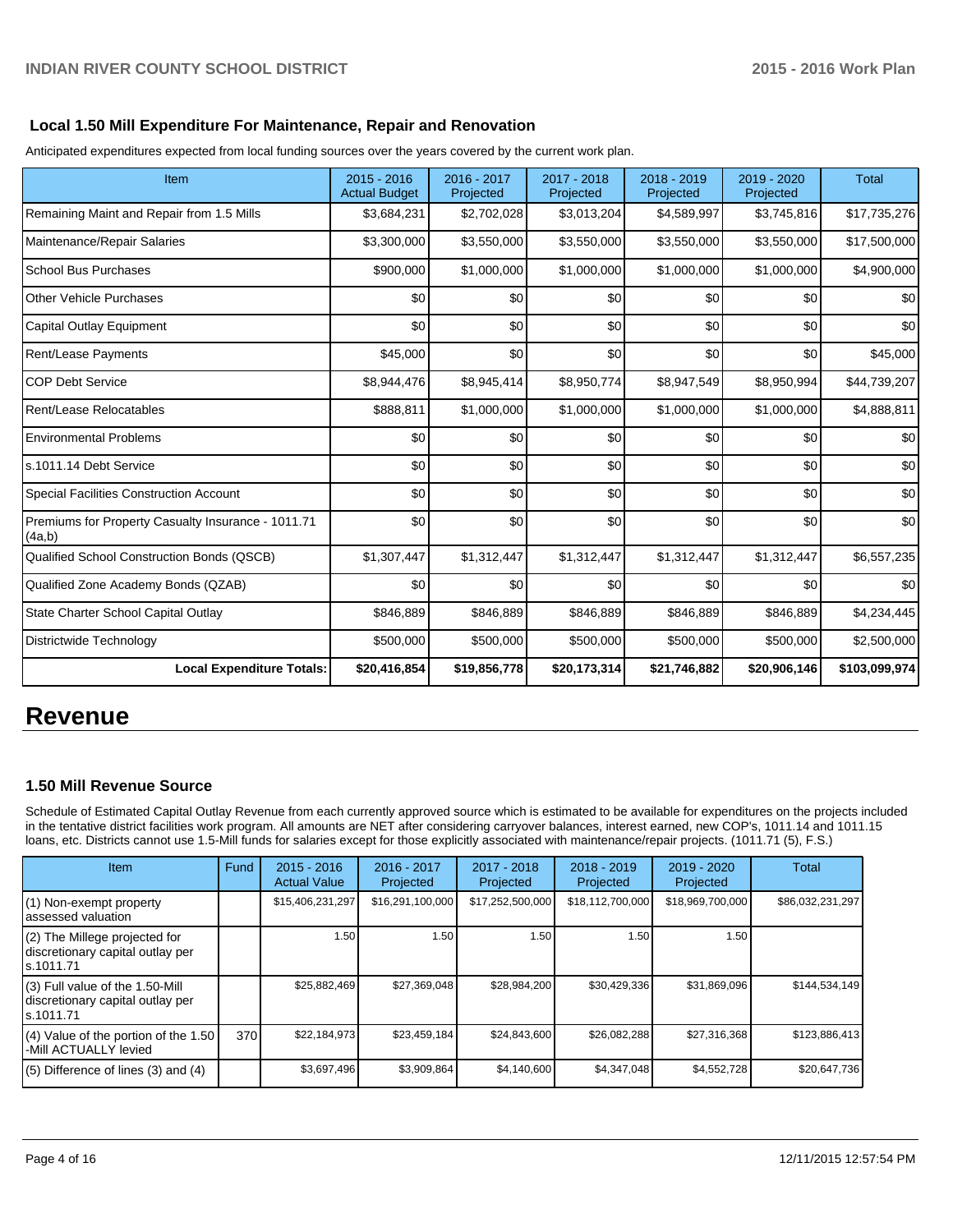### Local 1.50 Mill Expenditure For Maintenance, Repair and Renovation

Anticipated expenditures expected from local funding sources over the years covered by the current work plan.

| Item | 2015 - 2016 Actual Budget | 2016 - 2017 Projected | 2017 - 2018 Projected | 2018 - 2019 Projected | 2019 - 2020 Projected | Total |
|---|---|---|---|---|---|---|
| Remaining Maint and Repair from 1.5 Mills | $3,684,231 | $2,702,028 | $3,013,204 | $4,589,997 | $3,745,816 | $17,735,276 |
| Maintenance/Repair Salaries | $3,300,000 | $3,550,000 | $3,550,000 | $3,550,000 | $3,550,000 | $17,500,000 |
| School Bus Purchases | $900,000 | $1,000,000 | $1,000,000 | $1,000,000 | $1,000,000 | $4,900,000 |
| Other Vehicle Purchases | $0 | $0 | $0 | $0 | $0 | $0 |
| Capital Outlay Equipment | $0 | $0 | $0 | $0 | $0 | $0 |
| Rent/Lease Payments | $45,000 | $0 | $0 | $0 | $0 | $45,000 |
| COP Debt Service | $8,944,476 | $8,945,414 | $8,950,774 | $8,947,549 | $8,950,994 | $44,739,207 |
| Rent/Lease Relocatables | $888,811 | $1,000,000 | $1,000,000 | $1,000,000 | $1,000,000 | $4,888,811 |
| Environmental Problems | $0 | $0 | $0 | $0 | $0 | $0 |
| s.1011.14 Debt Service | $0 | $0 | $0 | $0 | $0 | $0 |
| Special Facilities Construction Account | $0 | $0 | $0 | $0 | $0 | $0 |
| Premiums for Property Casualty Insurance - 1011.71 (4a,b) | $0 | $0 | $0 | $0 | $0 | $0 |
| Qualified School Construction Bonds (QSCB) | $1,307,447 | $1,312,447 | $1,312,447 | $1,312,447 | $1,312,447 | $6,557,235 |
| Qualified Zone Academy Bonds (QZAB) | $0 | $0 | $0 | $0 | $0 | $0 |
| State Charter School Capital Outlay | $846,889 | $846,889 | $846,889 | $846,889 | $846,889 | $4,234,445 |
| Districtwide Technology | $500,000 | $500,000 | $500,000 | $500,000 | $500,000 | $2,500,000 |
| **Local Expenditure Totals:** | **$20,416,854** | **$19,856,778** | **$20,173,314** | **$21,746,882** | **$20,906,146** | **$103,099,974** |

# Revenue

### 1.50 Mill Revenue Source

Schedule of Estimated Capital Outlay Revenue from each currently approved source which is estimated to be available for expenditures on the projects included in the tentative district facilities work program. All amounts are NET after considering carryover balances, interest earned, new COP's, 1011.14 and 1011.15 loans, etc. Districts cannot use 1.5-Mill funds for salaries except for those explicitly associated with maintenance/repair projects. (1011.71 (5), F.S.)

| Item | Fund | 2015 - 2016 Actual Value | 2016 - 2017 Projected | 2017 - 2018 Projected | 2018 - 2019 Projected | 2019 - 2020 Projected | Total |
|---|---|---|---|---|---|---|---|
| (1) Non-exempt property assessed valuation | | $15,406,231,297 | $16,291,100,000 | $17,252,500,000 | $18,112,700,000 | $18,969,700,000 | $86,032,231,297 |
| (2) The Millege projected for discretionary capital outlay per s.1011.71 | | 1.50 | 1.50 | 1.50 | 1.50 | 1.50 | |
| (3) Full value of the 1.50-Mill discretionary capital outlay per s.1011.71 | | $25,882,469 | $27,369,048 | $28,984,200 | $30,429,336 | $31,869,096 | $144,534,149 |
| (4) Value of the portion of the 1.50 -Mill ACTUALLY levied | 370 | $22,184,973 | $23,459,184 | $24,843,600 | $26,082,288 | $27,316,368 | $123,886,413 |
| (5) Difference of lines (3) and (4) | | $3,697,496 | $3,909,864 | $4,140,600 | $4,347,048 | $4,552,728 | $20,647,736 |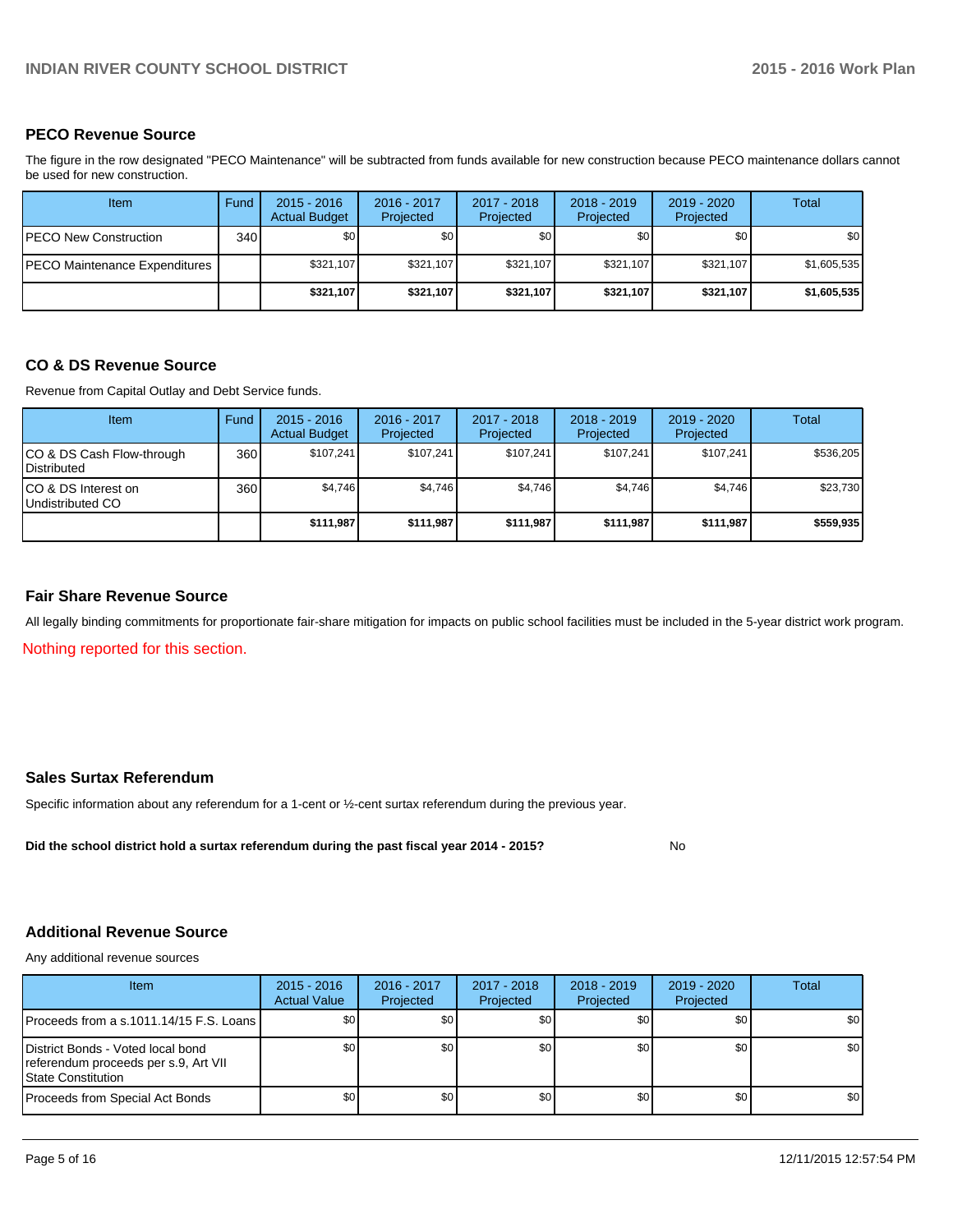## PECO Revenue Source

The figure in the row designated "PECO Maintenance" will be subtracted from funds available for new construction because PECO maintenance dollars cannot be used for new construction.

| Item | Fund | 2015 - 2016 Actual Budget | 2016 - 2017 Projected | 2017 - 2018 Projected | 2018 - 2019 Projected | 2019 - 2020 Projected | Total |
|---|---|---|---|---|---|---|---|
| PECO New Construction | 340 | $0 | $0 | $0 | $0 | $0 | $0 |
| PECO Maintenance Expenditures | | $321,107 | $321,107 | $321,107 | $321,107 | $321,107 | $1,605,535 |
| | | **$321,107** | **$321,107** | **$321,107** | **$321,107** | **$321,107** | **$1,605,535** |

## CO & DS Revenue Source

Revenue from Capital Outlay and Debt Service funds.

| Item | Fund | 2015 - 2016 Actual Budget | 2016 - 2017 Projected | 2017 - 2018 Projected | 2018 - 2019 Projected | 2019 - 2020 Projected | Total |
|---|---|---|---|---|---|---|---|
| CO & DS Cash Flow-through Distributed | 360 | $107,241 | $107,241 | $107,241 | $107,241 | $107,241 | $536,205 |
| CO & DS Interest on Undistributed CO | 360 | $4,746 | $4,746 | $4,746 | $4,746 | $4,746 | $23,730 |
| | | **$111,987** | **$111,987** | **$111,987** | **$111,987** | **$111,987** | **$559,935** |

## Fair Share Revenue Source

All legally binding commitments for proportionate fair-share mitigation for impacts on public school facilities must be included in the 5-year district work program.

Nothing reported for this section.

## Sales Surtax Referendum

Specific information about any referendum for a 1-cent or ½-cent surtax referendum during the previous year.

**Did the school district hold a surtax referendum during the past fiscal year 2014 - 2015?** No

## Additional Revenue Source

Any additional revenue sources

| Item | 2015 - 2016 Actual Value | 2016 - 2017 Projected | 2017 - 2018 Projected | 2018 - 2019 Projected | 2019 - 2020 Projected | Total |
|---|---|---|---|---|---|---|
| Proceeds from a s.1011.14/15 F.S. Loans | $0 | $0 | $0 | $0 | $0 | $0 |
| District Bonds - Voted local bond referendum proceeds per s.9, Art VII State Constitution | $0 | $0 | $0 | $0 | $0 | $0 |
| Proceeds from Special Act Bonds | $0 | $0 | $0 | $0 | $0 | $0 |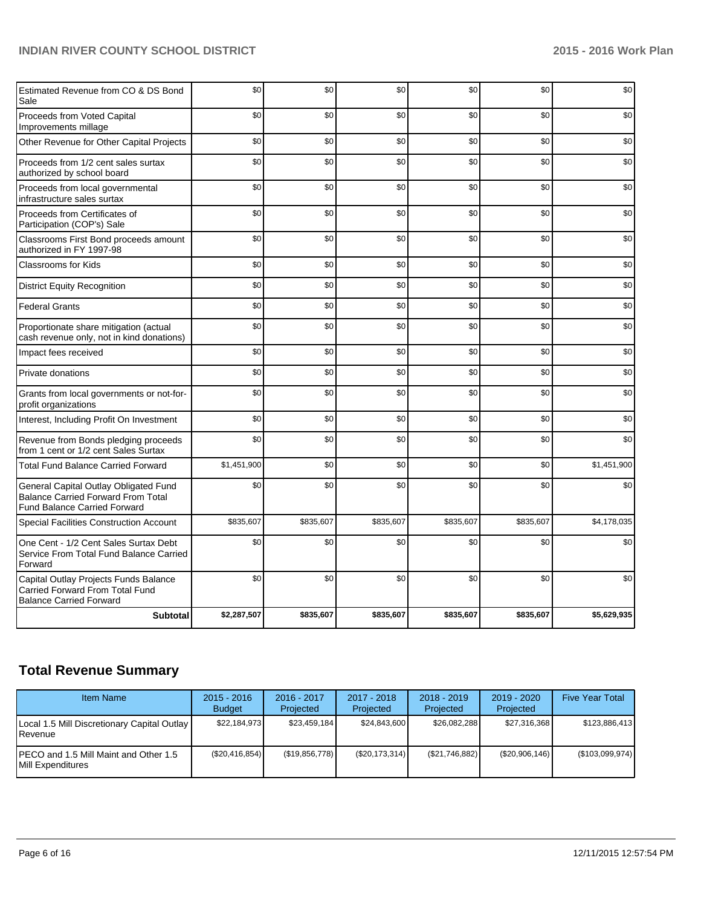| | | | | | | |
|---|---|---|---|---|---|---|
| Estimated Revenue from CO & DS Bond Sale | $0 | $0 | $0 | $0 | $0 | $0 |
| Proceeds from Voted Capital Improvements millage | $0 | $0 | $0 | $0 | $0 | $0 |
| Other Revenue for Other Capital Projects | $0 | $0 | $0 | $0 | $0 | $0 |
| Proceeds from 1/2 cent sales surtax authorized by school board | $0 | $0 | $0 | $0 | $0 | $0 |
| Proceeds from local governmental infrastructure sales surtax | $0 | $0 | $0 | $0 | $0 | $0 |
| Proceeds from Certificates of Participation (COP's) Sale | $0 | $0 | $0 | $0 | $0 | $0 |
| Classrooms First Bond proceeds amount authorized in FY 1997-98 | $0 | $0 | $0 | $0 | $0 | $0 |
| Classrooms for Kids | $0 | $0 | $0 | $0 | $0 | $0 |
| District Equity Recognition | $0 | $0 | $0 | $0 | $0 | $0 |
| Federal Grants | $0 | $0 | $0 | $0 | $0 | $0 |
| Proportionate share mitigation (actual cash revenue only, not in kind donations) | $0 | $0 | $0 | $0 | $0 | $0 |
| Impact fees received | $0 | $0 | $0 | $0 | $0 | $0 |
| Private donations | $0 | $0 | $0 | $0 | $0 | $0 |
| Grants from local governments or not-for-profit organizations | $0 | $0 | $0 | $0 | $0 | $0 |
| Interest, Including Profit On Investment | $0 | $0 | $0 | $0 | $0 | $0 |
| Revenue from Bonds pledging proceeds from 1 cent or 1/2 cent Sales Surtax | $0 | $0 | $0 | $0 | $0 | $0 |
| Total Fund Balance Carried Forward | $1,451,900 | $0 | $0 | $0 | $0 | $1,451,900 |
| General Capital Outlay Obligated Fund Balance Carried Forward From Total Fund Balance Carried Forward | $0 | $0 | $0 | $0 | $0 | $0 |
| Special Facilities Construction Account | $835,607 | $835,607 | $835,607 | $835,607 | $835,607 | $4,178,035 |
| One Cent - 1/2 Cent Sales Surtax Debt Service From Total Fund Balance Carried Forward | $0 | $0 | $0 | $0 | $0 | $0 |
| Capital Outlay Projects Funds Balance Carried Forward From Total Fund Balance Carried Forward | $0 | $0 | $0 | $0 | $0 | $0 |
| **Subtotal** | **$2,287,507** | **$835,607** | **$835,607** | **$835,607** | **$835,607** | **$5,629,935** |

## Total Revenue Summary

| Item Name | 2015 - 2016 Budget | 2016 - 2017 Projected | 2017 - 2018 Projected | 2018 - 2019 Projected | 2019 - 2020 Projected | Five Year Total |
|---|---|---|---|---|---|---|
| Local 1.5 Mill Discretionary Capital Outlay Revenue | $22,184,973 | $23,459,184 | $24,843,600 | $26,082,288 | $27,316,368 | $123,886,413 |
| PECO and 1.5 Mill Maint and Other 1.5 Mill Expenditures | ($20,416,854) | ($19,856,778) | ($20,173,314) | ($21,746,882) | ($20,906,146) | ($103,099,974) |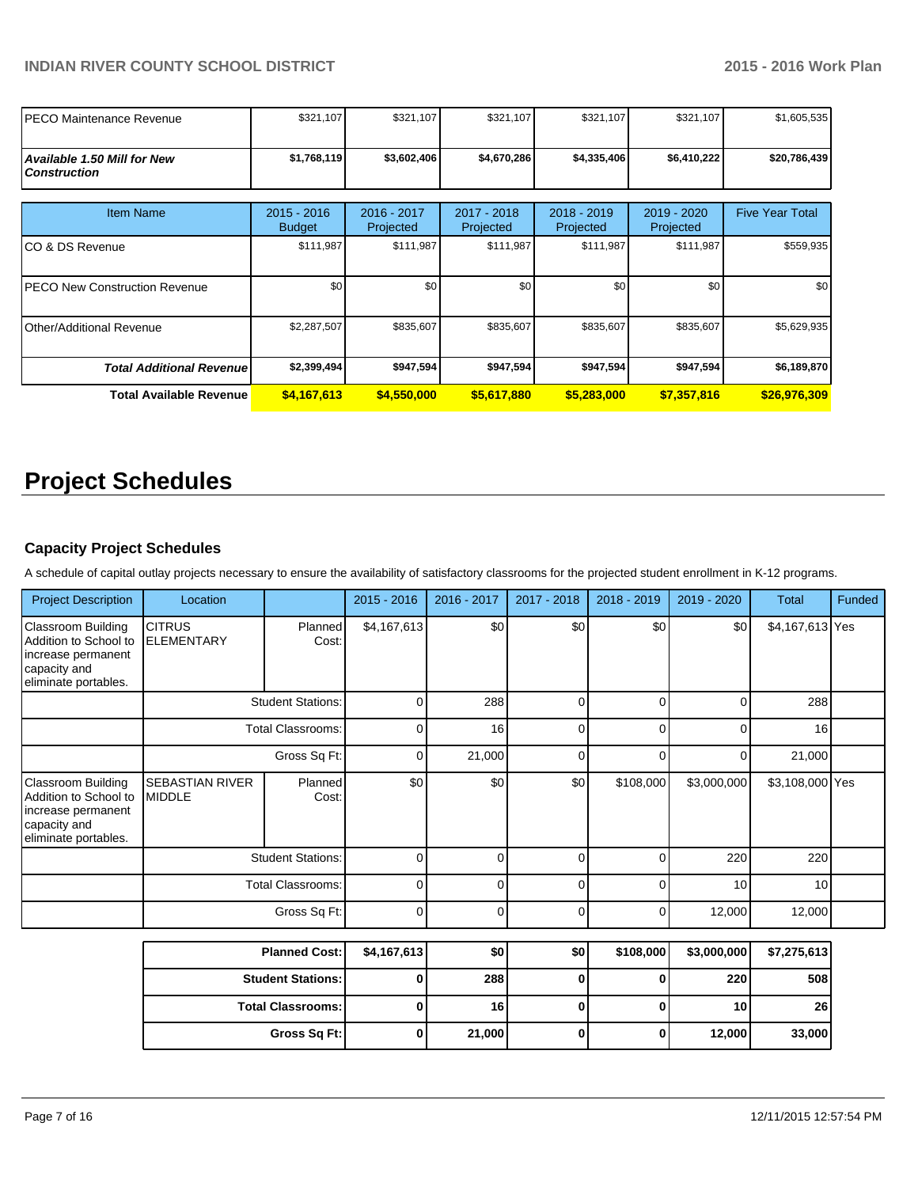| Item Name | 2015 - 2016 Budget | 2016 - 2017 Projected | 2017 - 2018 Projected | 2018 - 2019 Projected | 2019 - 2020 Projected | Five Year Total |
|---|---|---|---|---|---|---|
| PECO Maintenance Revenue | $321,107 | $321,107 | $321,107 | $321,107 | $321,107 | $1,605,535 |
| ***Available 1.50 Mill for New Construction*** | **$1,768,119** | **$3,602,406** | **$4,670,286** | **$4,335,406** | **$6,410,222** | **$20,786,439** |

| Item Name | 2015 - 2016 Budget | 2016 - 2017 Projected | 2017 - 2018 Projected | 2018 - 2019 Projected | 2019 - 2020 Projected | Five Year Total |
|---|---|---|---|---|---|---|
| CO & DS Revenue | $111,987 | $111,987 | $111,987 | $111,987 | $111,987 | $559,935 |
| PECO New Construction Revenue | $0 | $0 | $0 | $0 | $0 | $0 |
| Other/Additional Revenue | $2,287,507 | $835,607 | $835,607 | $835,607 | $835,607 | $5,629,935 |
| ***Total Additional Revenue*** | **$2,399,494** | **$947,594** | **$947,594** | **$947,594** | **$947,594** | **$6,189,870** |
| **Total Available Revenue** | **$4,167,613** | **$4,550,000** | **$5,617,880** | **$5,283,000** | **$7,357,816** | **$26,976,309** |

# Project Schedules

### Capacity Project Schedules

A schedule of capital outlay projects necessary to ensure the availability of satisfactory classrooms for the projected student enrollment in K-12 programs.

| Project Description | Location | | 2015 - 2016 | 2016 - 2017 | 2017 - 2018 | 2018 - 2019 | 2019 - 2020 | Total | Funded |
|---|---|---|---|---|---|---|---|---|---|
| Classroom Building Addition to School to increase permanent capacity and eliminate portables. | CITRUS ELEMENTARY | Planned Cost: | $4,167,613 | $0 | $0 | $0 | $0 | $4,167,613 | Yes |
| | | Student Stations: | 0 | 288 | 0 | 0 | 0 | 288 | |
| | | Total Classrooms: | 0 | 16 | 0 | 0 | 0 | 16 | |
| | | Gross Sq Ft: | 0 | 21,000 | 0 | 0 | 0 | 21,000 | |
| Classroom Building Addition to School to increase permanent capacity and eliminate portables. | SEBASTIAN RIVER MIDDLE | Planned Cost: | $0 | $0 | $0 | $108,000 | $3,000,000 | $3,108,000 | Yes |
| | | Student Stations: | 0 | 0 | 0 | 0 | 220 | 220 | |
| | | Total Classrooms: | 0 | 0 | 0 | 0 | 10 | 10 | |
| | | Gross Sq Ft: | 0 | 0 | 0 | 0 | 12,000 | 12,000 | |

| | 2015 - 2016 | 2016 - 2017 | 2017 - 2018 | 2018 - 2019 | 2019 - 2020 | Total |
|---|---|---|---|---|---|---|
| **Planned Cost:** | **$4,167,613** | **$0** | **$0** | **$108,000** | **$3,000,000** | **$7,275,613** |
| **Student Stations:** | **0** | **288** | **0** | **0** | **220** | **508** |
| **Total Classrooms:** | **0** | **16** | **0** | **0** | **10** | **26** |
| **Gross Sq Ft:** | **0** | **21,000** | **0** | **0** | **12,000** | **33,000** |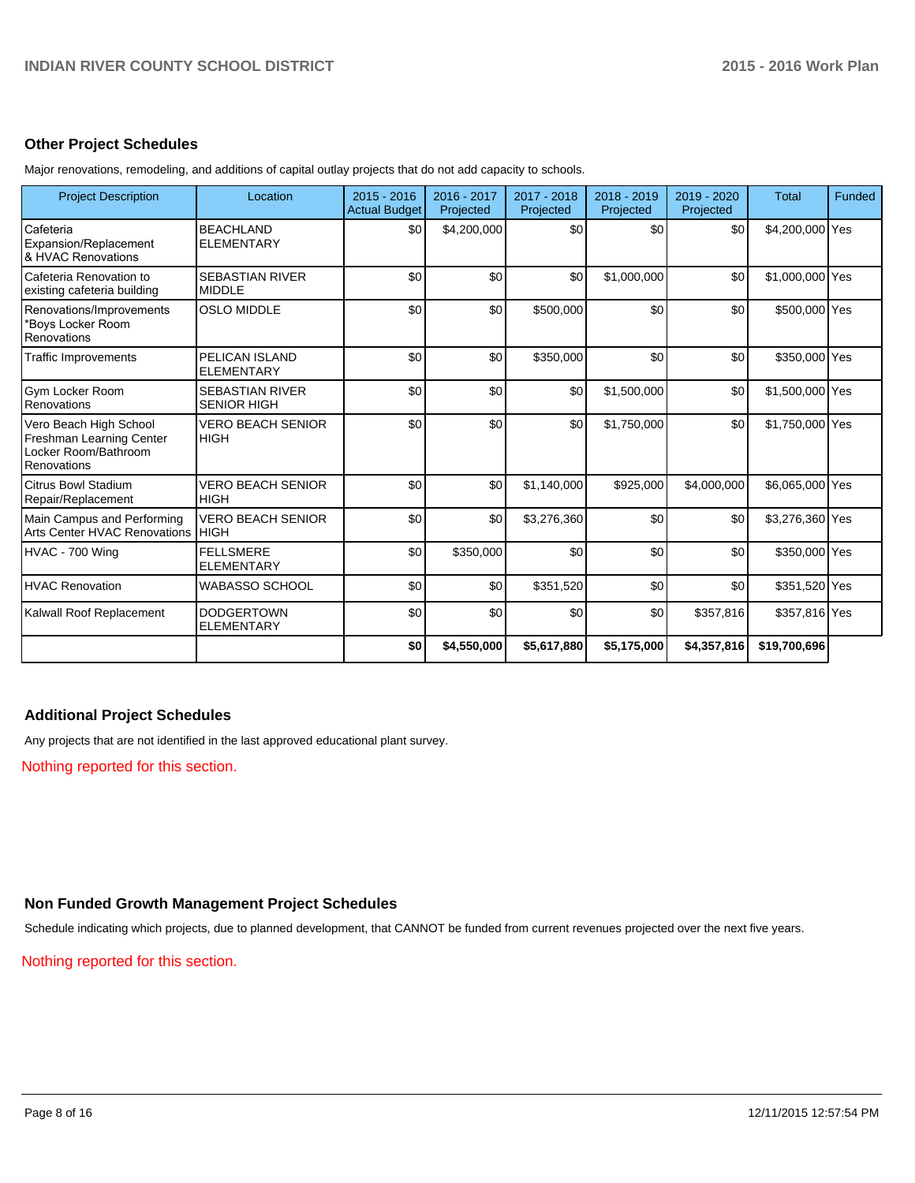## Other Project Schedules

Major renovations, remodeling, and additions of capital outlay projects that do not add capacity to schools.

| Project Description | Location | 2015 - 2016 Actual Budget | 2016 - 2017 Projected | 2017 - 2018 Projected | 2018 - 2019 Projected | 2019 - 2020 Projected | Total | Funded |
|---|---|---|---|---|---|---|---|---|
| Cafeteria Expansion/Replacement & HVAC Renovations | BEACHLAND ELEMENTARY | $0 | $4,200,000 | $0 | $0 | $0 | $4,200,000 | Yes |
| Cafeteria Renovation to existing cafeteria building | SEBASTIAN RIVER MIDDLE | $0 | $0 | $0 | $1,000,000 | $0 | $1,000,000 | Yes |
| Renovations/Improvements *Boys Locker Room Renovations | OSLO MIDDLE | $0 | $0 | $500,000 | $0 | $0 | $500,000 | Yes |
| Traffic Improvements | PELICAN ISLAND ELEMENTARY | $0 | $0 | $350,000 | $0 | $0 | $350,000 | Yes |
| Gym Locker Room Renovations | SEBASTIAN RIVER SENIOR HIGH | $0 | $0 | $0 | $1,500,000 | $0 | $1,500,000 | Yes |
| Vero Beach High School Freshman Learning Center Locker Room/Bathroom Renovations | VERO BEACH SENIOR HIGH | $0 | $0 | $0 | $1,750,000 | $0 | $1,750,000 | Yes |
| Citrus Bowl Stadium Repair/Replacement | VERO BEACH SENIOR HIGH | $0 | $0 | $1,140,000 | $925,000 | $4,000,000 | $6,065,000 | Yes |
| Main Campus and Performing Arts Center HVAC Renovations | VERO BEACH SENIOR HIGH | $0 | $0 | $3,276,360 | $0 | $0 | $3,276,360 | Yes |
| HVAC - 700 Wing | FELLSMERE ELEMENTARY | $0 | $350,000 | $0 | $0 | $0 | $350,000 | Yes |
| HVAC Renovation | WABASSO SCHOOL | $0 | $0 | $351,520 | $0 | $0 | $351,520 | Yes |
| Kalwall Roof Replacement | DODGERTOWN ELEMENTARY | $0 | $0 | $0 | $0 | $357,816 | $357,816 | Yes |
| | | **$0** | **$4,550,000** | **$5,617,880** | **$5,175,000** | **$4,357,816** | **$19,700,696** | |

## Additional Project Schedules

Any projects that are not identified in the last approved educational plant survey.

Nothing reported for this section.

## Non Funded Growth Management Project Schedules

Schedule indicating which projects, due to planned development, that CANNOT be funded from current revenues projected over the next five years.

Nothing reported for this section.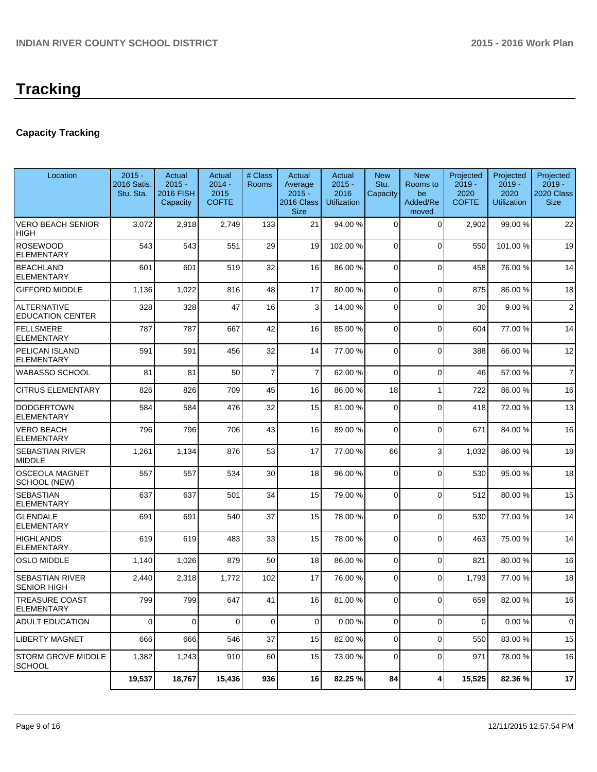# Tracking

## Capacity Tracking

| Location | 2015 - 2016 Satis. Stu. Sta. | Actual 2015 - 2016 FISH Capacity | Actual 2014 - 2015 COFTE | # Class Rooms | Actual Average 2015 - 2016 Class Size | Actual 2015 - 2016 Utilization | New Stu. Capacity | New Rooms to be Added/Removed | Projected 2019 - 2020 COFTE | Projected 2019 - 2020 Utilization | Projected 2019 - 2020 Class Size |
|---|---|---|---|---|---|---|---|---|---|---|---|
| VERO BEACH SENIOR HIGH | 3,072 | 2,918 | 2,749 | 133 | 21 | 94.00 % | 0 | 0 | 2,902 | 99.00 % | 22 |
| ROSEWOOD ELEMENTARY | 543 | 543 | 551 | 29 | 19 | 102.00 % | 0 | 0 | 550 | 101.00 % | 19 |
| BEACHLAND ELEMENTARY | 601 | 601 | 519 | 32 | 16 | 86.00 % | 0 | 0 | 458 | 76.00 % | 14 |
| GIFFORD MIDDLE | 1,136 | 1,022 | 816 | 48 | 17 | 80.00 % | 0 | 0 | 875 | 86.00 % | 18 |
| ALTERNATIVE EDUCATION CENTER | 328 | 328 | 47 | 16 | 3 | 14.00 % | 0 | 0 | 30 | 9.00 % | 2 |
| FELLSMERE ELEMENTARY | 787 | 787 | 667 | 42 | 16 | 85.00 % | 0 | 0 | 604 | 77.00 % | 14 |
| PELICAN ISLAND ELEMENTARY | 591 | 591 | 456 | 32 | 14 | 77.00 % | 0 | 0 | 388 | 66.00 % | 12 |
| WABASSO SCHOOL | 81 | 81 | 50 | 7 | 7 | 62.00 % | 0 | 0 | 46 | 57.00 % | 7 |
| CITRUS ELEMENTARY | 826 | 826 | 709 | 45 | 16 | 86.00 % | 18 | 1 | 722 | 86.00 % | 16 |
| DODGERTOWN ELEMENTARY | 584 | 584 | 476 | 32 | 15 | 81.00 % | 0 | 0 | 418 | 72.00 % | 13 |
| VERO BEACH ELEMENTARY | 796 | 796 | 706 | 43 | 16 | 89.00 % | 0 | 0 | 671 | 84.00 % | 16 |
| SEBASTIAN RIVER MIDDLE | 1,261 | 1,134 | 876 | 53 | 17 | 77.00 % | 66 | 3 | 1,032 | 86.00 % | 18 |
| OSCEOLA MAGNET SCHOOL (NEW) | 557 | 557 | 534 | 30 | 18 | 96.00 % | 0 | 0 | 530 | 95.00 % | 18 |
| SEBASTIAN ELEMENTARY | 637 | 637 | 501 | 34 | 15 | 79.00 % | 0 | 0 | 512 | 80.00 % | 15 |
| GLENDALE ELEMENTARY | 691 | 691 | 540 | 37 | 15 | 78.00 % | 0 | 0 | 530 | 77.00 % | 14 |
| HIGHLANDS ELEMENTARY | 619 | 619 | 483 | 33 | 15 | 78.00 % | 0 | 0 | 463 | 75.00 % | 14 |
| OSLO MIDDLE | 1,140 | 1,026 | 879 | 50 | 18 | 86.00 % | 0 | 0 | 821 | 80.00 % | 16 |
| SEBASTIAN RIVER SENIOR HIGH | 2,440 | 2,318 | 1,772 | 102 | 17 | 76.00 % | 0 | 0 | 1,793 | 77.00 % | 18 |
| TREASURE COAST ELEMENTARY | 799 | 799 | 647 | 41 | 16 | 81.00 % | 0 | 0 | 659 | 82.00 % | 16 |
| ADULT EDUCATION | 0 | 0 | 0 | 0 | 0 | 0.00 % | 0 | 0 | 0 | 0.00 % | 0 |
| LIBERTY MAGNET | 666 | 666 | 546 | 37 | 15 | 82.00 % | 0 | 0 | 550 | 83.00 % | 15 |
| STORM GROVE MIDDLE SCHOOL | 1,382 | 1,243 | 910 | 60 | 15 | 73.00 % | 0 | 0 | 971 | 78.00 % | 16 |
| | **19,537** | **18,767** | **15,436** | **936** | **16** | **82.25 %** | **84** | **4** | **15,525** | **82.36 %** | **17** |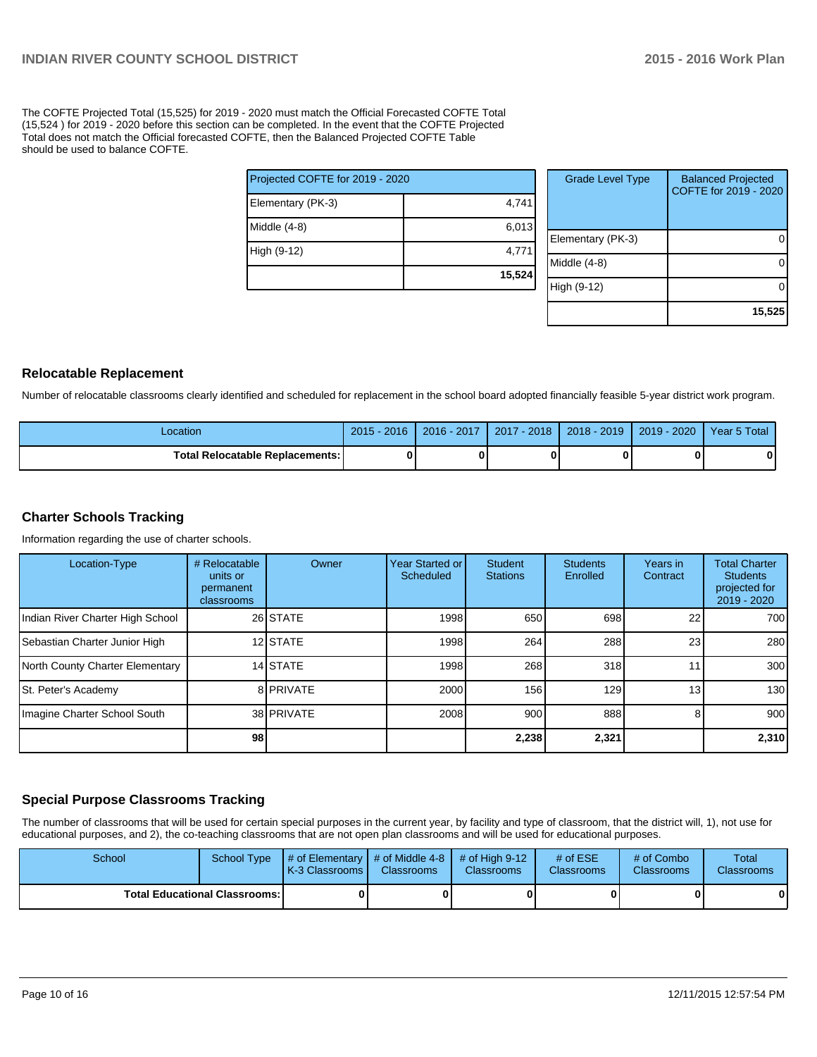The COFTE Projected Total (15,525) for 2019 - 2020 must match the Official Forecasted COFTE Total (15,524 ) for 2019 - 2020 before this section can be completed. In the event that the COFTE Projected Total does not match the Official forecasted COFTE, then the Balanced Projected COFTE Table should be used to balance COFTE.

| Projected COFTE for 2019 - 2020 | |
|---|---|
| Elementary (PK-3) | 4,741 |
| Middle (4-8) | 6,013 |
| High (9-12) | 4,771 |
| | **15,524** |

| Grade Level Type | Balanced Projected COFTE for 2019 - 2020 |
|---|---|
| Elementary (PK-3) | 0 |
| Middle (4-8) | 0 |
| High (9-12) | 0 |
| | **15,525** |

## Relocatable Replacement

Number of relocatable classrooms clearly identified and scheduled for replacement in the school board adopted financially feasible 5-year district work program.

| Location | 2015 - 2016 | 2016 - 2017 | 2017 - 2018 | 2018 - 2019 | 2019 - 2020 | Year 5 Total |
|---|---|---|---|---|---|---|
| **Total Relocatable Replacements:** | **0** | **0** | **0** | **0** | **0** | **0** |

## Charter Schools Tracking

Information regarding the use of charter schools.

| Location-Type | # Relocatable units or permanent classrooms | Owner | Year Started or Scheduled | Student Stations | Students Enrolled | Years in Contract | Total Charter Students projected for 2019 - 2020 |
|---|---|---|---|---|---|---|---|
| Indian River Charter High School | 26 | STATE | 1998 | 650 | 698 | 22 | 700 |
| Sebastian Charter Junior High | 12 | STATE | 1998 | 264 | 288 | 23 | 280 |
| North County Charter Elementary | 14 | STATE | 1998 | 268 | 318 | 11 | 300 |
| St. Peter's Academy | 8 | PRIVATE | 2000 | 156 | 129 | 13 | 130 |
| Imagine Charter School South | 38 | PRIVATE | 2008 | 900 | 888 | 8 | 900 |
| | **98** | | | **2,238** | **2,321** | | **2,310** |

## Special Purpose Classrooms Tracking

The number of classrooms that will be used for certain special purposes in the current year, by facility and type of classroom, that the district will, 1), not use for educational purposes, and 2), the co-teaching classrooms that are not open plan classrooms and will be used for educational purposes.

| School | School Type | # of Elementary K-3 Classrooms | # of Middle 4-8 Classrooms | # of High 9-12 Classrooms | # of ESE Classrooms | # of Combo Classrooms | Total Classrooms |
|---|---|---|---|---|---|---|---|
| **Total Educational Classrooms:** | | **0** | **0** | **0** | **0** | **0** | **0** |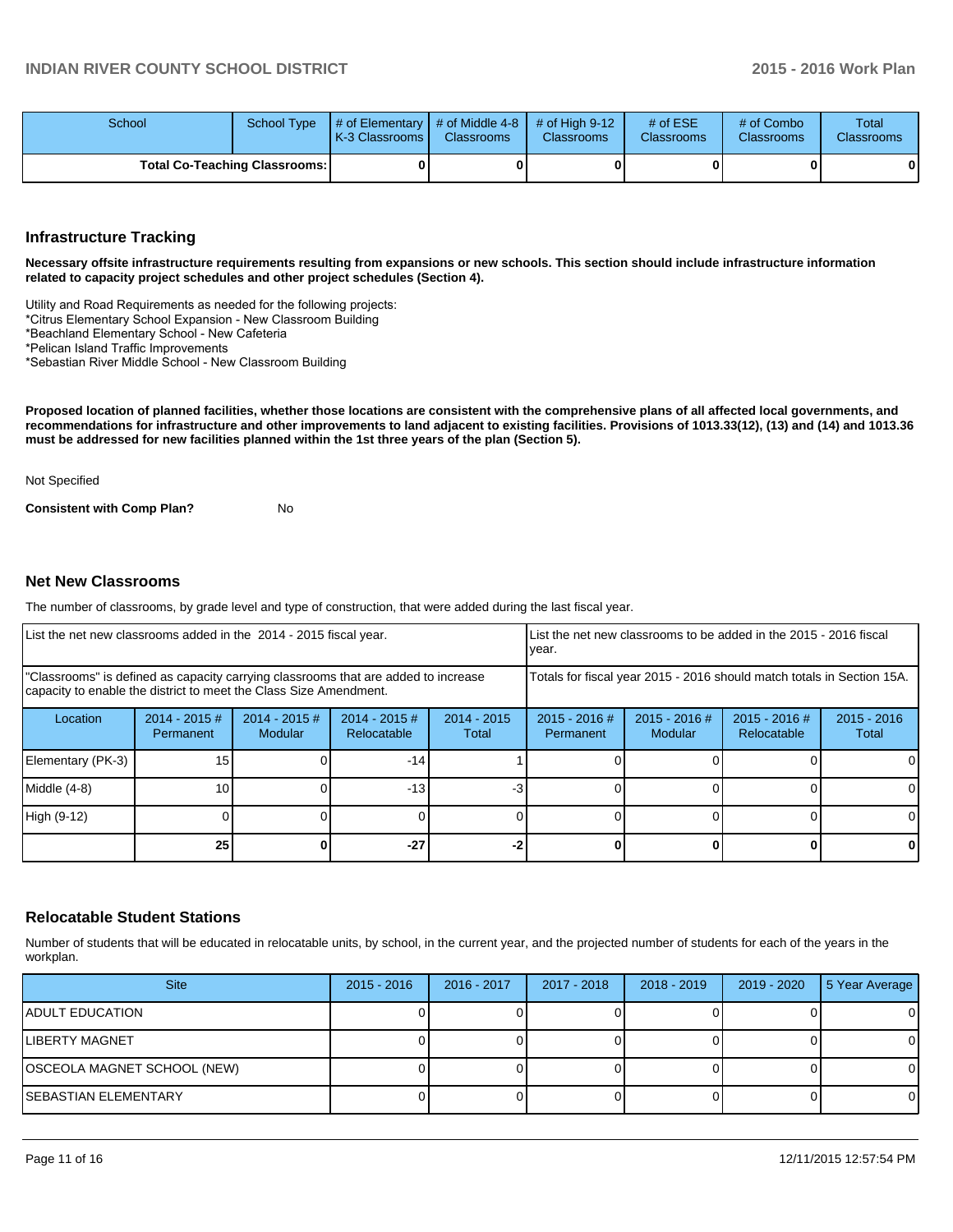| School | School Type | # of Elementary K-3 Classrooms | # of Middle 4-8 Classrooms | # of High 9-12 Classrooms | # of ESE Classrooms | # of Combo Classrooms | Total Classrooms |
|---|---|---|---|---|---|---|---|
| Total Co-Teaching Classrooms: | | 0 | 0 | 0 | 0 | 0 | 0 |

## Infrastructure Tracking

**Necessary offsite infrastructure requirements resulting from expansions or new schools. This section should include infrastructure information related to capacity project schedules and other project schedules (Section 4).**

Utility and Road Requirements as needed for the following projects:
*Citrus Elementary School Expansion - New Classroom Building
*Beachland Elementary School - New Cafeteria
*Pelican Island Traffic Improvements
*Sebastian River Middle School - New Classroom Building

**Proposed location of planned facilities, whether those locations are consistent with the comprehensive plans of all affected local governments, and recommendations for infrastructure and other improvements to land adjacent to existing facilities. Provisions of 1013.33(12), (13) and (14) and 1013.36 must be addressed for new facilities planned within the 1st three years of the plan (Section 5).**

Not Specified

**Consistent with Comp Plan?** No

## Net New Classrooms

The number of classrooms, by grade level and type of construction, that were added during the last fiscal year.

| List the net new classrooms added in the 2014 - 2015 fiscal year. | | | | | List the net new classrooms to be added in the 2015 - 2016 fiscal year. | | | |
|---|---|---|---|---|---|---|---|---|
| "Classrooms" is defined as capacity carrying classrooms that are added to increase capacity to enable the district to meet the Class Size Amendment. | | | | | Totals for fiscal year 2015 - 2016 should match totals in Section 15A. | | | |
| Location | 2014 - 2015 # Permanent | 2014 - 2015 # Modular | 2014 - 2015 # Relocatable | 2014 - 2015 Total | 2015 - 2016 # Permanent | 2015 - 2016 # Modular | 2015 - 2016 # Relocatable | 2015 - 2016 Total |
| Elementary (PK-3) | 15 | 0 | -14 | 1 | 0 | 0 | 0 | 0 |
| Middle (4-8) | 10 | 0 | -13 | -3 | 0 | 0 | 0 | 0 |
| High (9-12) | 0 | 0 | 0 | 0 | 0 | 0 | 0 | 0 |
| | **25** | **0** | **-27** | **-2** | **0** | **0** | **0** | **0** |

## Relocatable Student Stations

Number of students that will be educated in relocatable units, by school, in the current year, and the projected number of students for each of the years in the workplan.

| Site | 2015 - 2016 | 2016 - 2017 | 2017 - 2018 | 2018 - 2019 | 2019 - 2020 | 5 Year Average |
|---|---|---|---|---|---|---|
| ADULT EDUCATION | 0 | 0 | 0 | 0 | 0 | 0 |
| LIBERTY MAGNET | 0 | 0 | 0 | 0 | 0 | 0 |
| OSCEOLA MAGNET SCHOOL (NEW) | 0 | 0 | 0 | 0 | 0 | 0 |
| SEBASTIAN ELEMENTARY | 0 | 0 | 0 | 0 | 0 | 0 |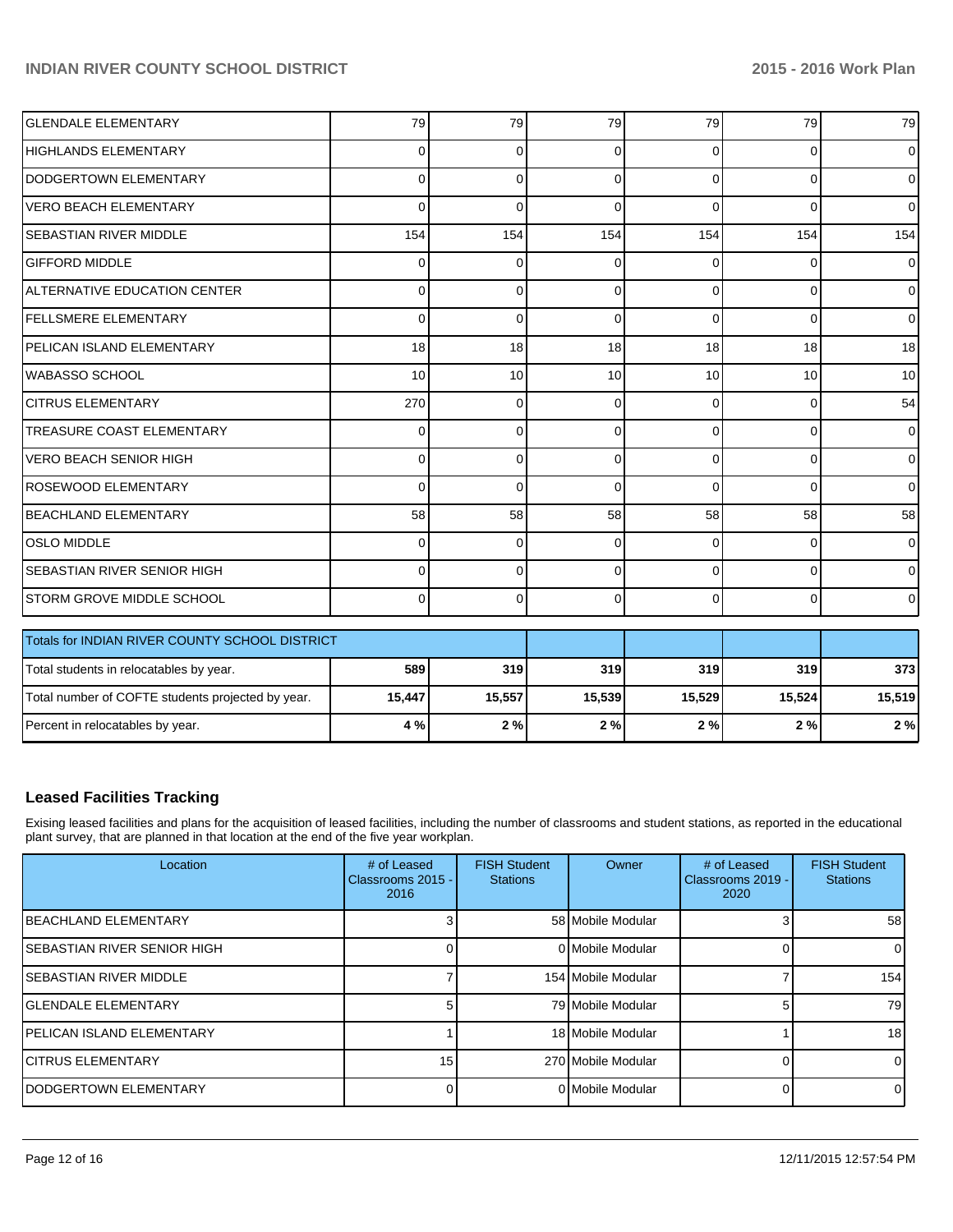| | | | | | | |
|---|---|---|---|---|---|---|
| GLENDALE ELEMENTARY | 79 | 79 | 79 | 79 | 79 | 79 |
| HIGHLANDS ELEMENTARY | 0 | 0 | 0 | 0 | 0 | 0 |
| DODGERTOWN ELEMENTARY | 0 | 0 | 0 | 0 | 0 | 0 |
| VERO BEACH ELEMENTARY | 0 | 0 | 0 | 0 | 0 | 0 |
| SEBASTIAN RIVER MIDDLE | 154 | 154 | 154 | 154 | 154 | 154 |
| GIFFORD MIDDLE | 0 | 0 | 0 | 0 | 0 | 0 |
| ALTERNATIVE EDUCATION CENTER | 0 | 0 | 0 | 0 | 0 | 0 |
| FELLSMERE ELEMENTARY | 0 | 0 | 0 | 0 | 0 | 0 |
| PELICAN ISLAND ELEMENTARY | 18 | 18 | 18 | 18 | 18 | 18 |
| WABASSO SCHOOL | 10 | 10 | 10 | 10 | 10 | 10 |
| CITRUS ELEMENTARY | 270 | 0 | 0 | 0 | 0 | 54 |
| TREASURE COAST ELEMENTARY | 0 | 0 | 0 | 0 | 0 | 0 |
| VERO BEACH SENIOR HIGH | 0 | 0 | 0 | 0 | 0 | 0 |
| ROSEWOOD ELEMENTARY | 0 | 0 | 0 | 0 | 0 | 0 |
| BEACHLAND ELEMENTARY | 58 | 58 | 58 | 58 | 58 | 58 |
| OSLO MIDDLE | 0 | 0 | 0 | 0 | 0 | 0 |
| SEBASTIAN RIVER SENIOR HIGH | 0 | 0 | 0 | 0 | 0 | 0 |
| STORM GROVE MIDDLE SCHOOL | 0 | 0 | 0 | 0 | 0 | 0 |

| Totals for INDIAN RIVER COUNTY SCHOOL DISTRICT | | | | | | |
|---|---|---|---|---|---|---|
| Total students in relocatables by year. | **589** | **319** | **319** | **319** | **319** | **373** |
| Total number of COFTE students projected by year. | **15,447** | **15,557** | **15,539** | **15,529** | **15,524** | **15,519** |
| Percent in relocatables by year. | **4 %** | **2 %** | **2 %** | **2 %** | **2 %** | **2 %** |

## Leased Facilities Tracking

Exising leased facilities and plans for the acquisition of leased facilities, including the number of classrooms and student stations, as reported in the educational plant survey, that are planned in that location at the end of the five year workplan.

| Location | # of Leased Classrooms 2015 - 2016 | FISH Student Stations | Owner | # of Leased Classrooms 2019 - 2020 | FISH Student Stations |
|---|---|---|---|---|---|
| BEACHLAND ELEMENTARY | 3 | 58 | Mobile Modular | 3 | 58 |
| SEBASTIAN RIVER SENIOR HIGH | 0 | 0 | Mobile Modular | 0 | 0 |
| SEBASTIAN RIVER MIDDLE | 7 | 154 | Mobile Modular | 7 | 154 |
| GLENDALE ELEMENTARY | 5 | 79 | Mobile Modular | 5 | 79 |
| PELICAN ISLAND ELEMENTARY | 1 | 18 | Mobile Modular | 1 | 18 |
| CITRUS ELEMENTARY | 15 | 270 | Mobile Modular | 0 | 0 |
| DODGERTOWN ELEMENTARY | 0 | 0 | Mobile Modular | 0 | 0 |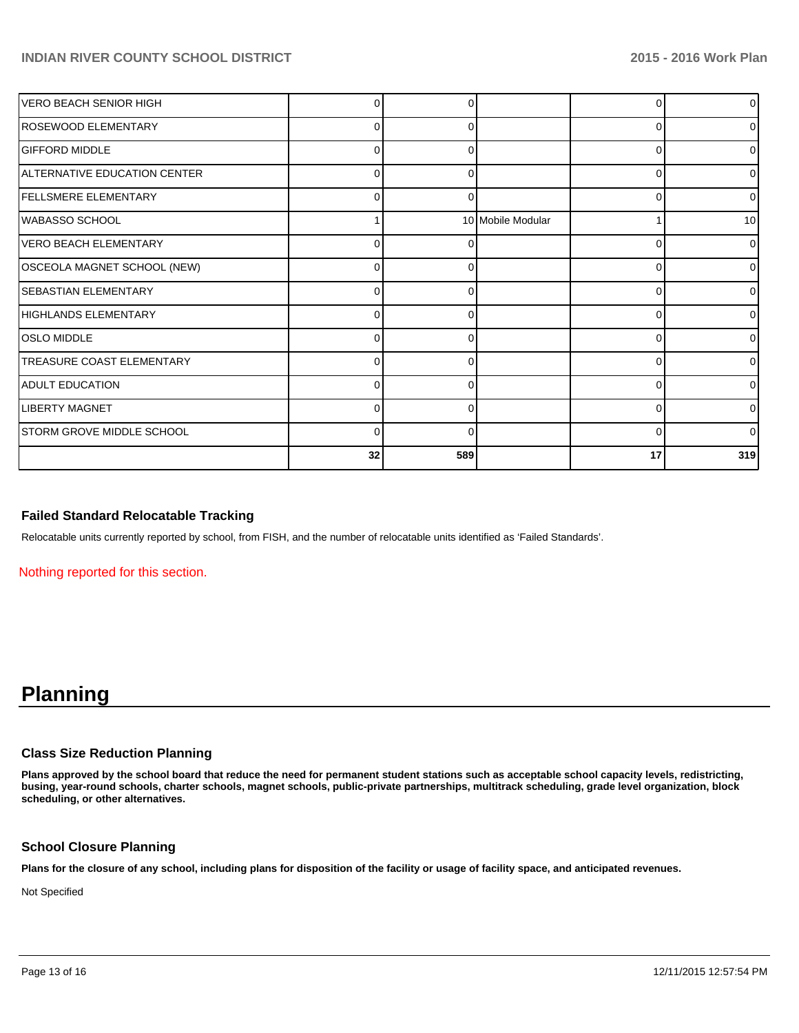| | | | | | |
|---|---|---|---|---|---|
| VERO BEACH SENIOR HIGH | 0 | 0 | | 0 | 0 |
| ROSEWOOD ELEMENTARY | 0 | 0 | | 0 | 0 |
| GIFFORD MIDDLE | 0 | 0 | | 0 | 0 |
| ALTERNATIVE EDUCATION CENTER | 0 | 0 | | 0 | 0 |
| FELLSMERE ELEMENTARY | 0 | 0 | | 0 | 0 |
| WABASSO SCHOOL | 1 | 10 | Mobile Modular | 1 | 10 |
| VERO BEACH ELEMENTARY | 0 | 0 | | 0 | 0 |
| OSCEOLA MAGNET SCHOOL (NEW) | 0 | 0 | | 0 | 0 |
| SEBASTIAN ELEMENTARY | 0 | 0 | | 0 | 0 |
| HIGHLANDS ELEMENTARY | 0 | 0 | | 0 | 0 |
| OSLO MIDDLE | 0 | 0 | | 0 | 0 |
| TREASURE COAST ELEMENTARY | 0 | 0 | | 0 | 0 |
| ADULT EDUCATION | 0 | 0 | | 0 | 0 |
| LIBERTY MAGNET | 0 | 0 | | 0 | 0 |
| STORM GROVE MIDDLE SCHOOL | 0 | 0 | | 0 | 0 |
| | **32** | **589** | | **17** | **319** |

### Failed Standard Relocatable Tracking

Relocatable units currently reported by school, from FISH, and the number of relocatable units identified as 'Failed Standards'.

Nothing reported for this section.

# Planning

### Class Size Reduction Planning

**Plans approved by the school board that reduce the need for permanent student stations such as acceptable school capacity levels, redistricting, busing, year-round schools, charter schools, magnet schools, public-private partnerships, multitrack scheduling, grade level organization, block scheduling, or other alternatives.**

### School Closure Planning

**Plans for the closure of any school, including plans for disposition of the facility or usage of facility space, and anticipated revenues.**

Not Specified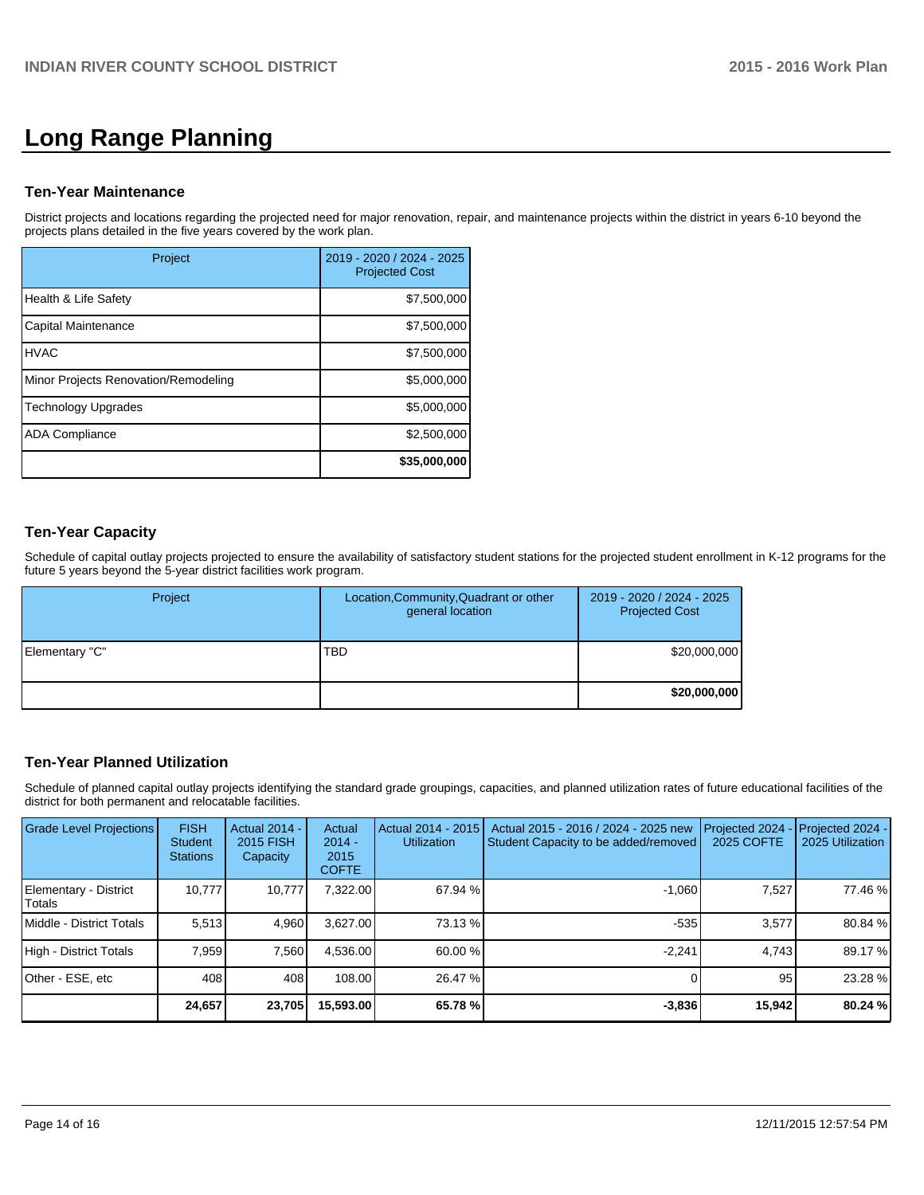# Long Range Planning

### Ten-Year Maintenance

District projects and locations regarding the projected need for major renovation, repair, and maintenance projects within the district in years 6-10 beyond the projects plans detailed in the five years covered by the work plan.

| Project | 2019 - 2020 / 2024 - 2025 Projected Cost |
|---|---|
| Health & Life Safety | $7,500,000 |
| Capital Maintenance | $7,500,000 |
| HVAC | $7,500,000 |
| Minor Projects Renovation/Remodeling | $5,000,000 |
| Technology Upgrades | $5,000,000 |
| ADA Compliance | $2,500,000 |
| | **$35,000,000** |

### Ten-Year Capacity

Schedule of capital outlay projects projected to ensure the availability of satisfactory student stations for the projected student enrollment in K-12 programs for the future 5 years beyond the 5-year district facilities work program.

| Project | Location,Community,Quadrant or other general location | 2019 - 2020 / 2024 - 2025 Projected Cost |
|---|---|---|
| Elementary "C" | TBD | $20,000,000 |
| | | **$20,000,000** |

### Ten-Year Planned Utilization

Schedule of planned capital outlay projects identifying the standard grade groupings, capacities, and planned utilization rates of future educational facilities of the district for both permanent and relocatable facilities.

| Grade Level Projections | FISH Student Stations | Actual 2014 - 2015 FISH Capacity | Actual 2014 - 2015 COFTE | Actual 2014 - 2015 Utilization | Actual 2015 - 2016 / 2024 - 2025 new Student Capacity to be added/removed | Projected 2024 - 2025 COFTE | Projected 2024 - 2025 Utilization |
|---|---|---|---|---|---|---|---|
| Elementary - District Totals | 10,777 | 10,777 | 7,322.00 | 67.94 % | -1,060 | 7,527 | 77.46 % |
| Middle - District Totals | 5,513 | 4,960 | 3,627.00 | 73.13 % | -535 | 3,577 | 80.84 % |
| High - District Totals | 7,959 | 7,560 | 4,536.00 | 60.00 % | -2,241 | 4,743 | 89.17 % |
| Other - ESE, etc | 408 | 408 | 108.00 | 26.47 % | 0 | 95 | 23.28 % |
| | **24,657** | **23,705** | **15,593.00** | **65.78 %** | **-3,836** | **15,942** | **80.24 %** |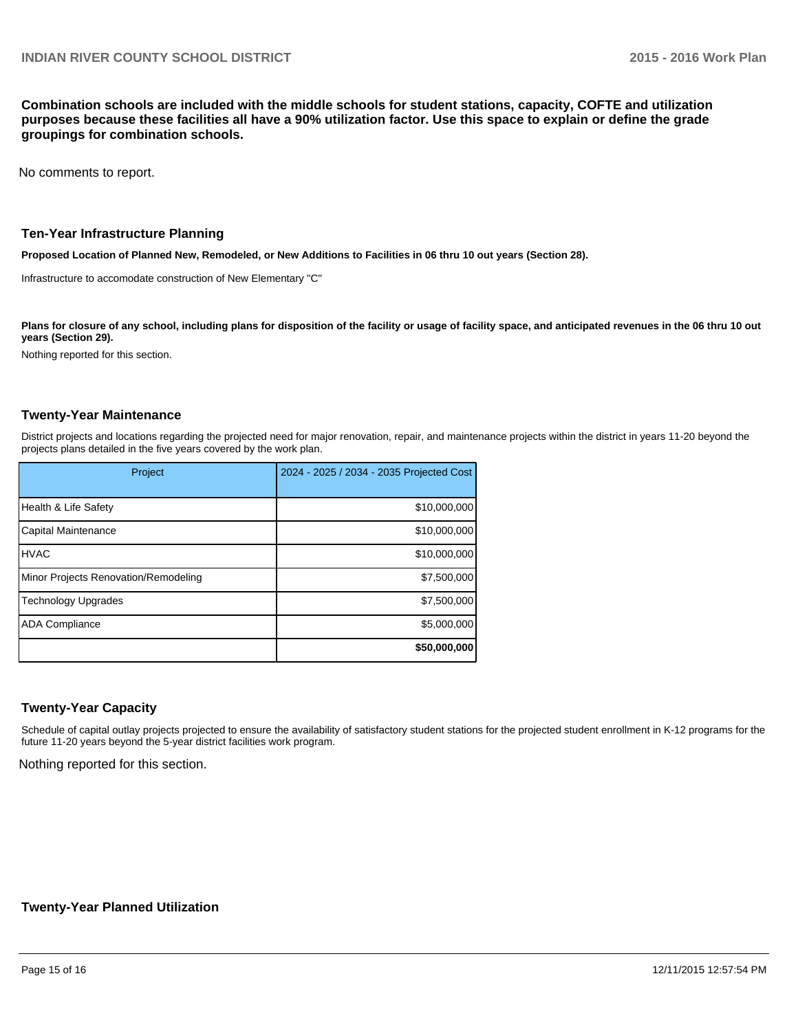**Combination schools are included with the middle schools for student stations, capacity, COFTE and utilization purposes because these facilities all have a 90% utilization factor. Use this space to explain or define the grade groupings for combination schools.**

No comments to report.

## Ten-Year Infrastructure Planning

**Proposed Location of Planned New, Remodeled, or New Additions to Facilities in 06 thru 10 out years (Section 28).**

Infrastructure to accomodate construction of New Elementary "C"

**Plans for closure of any school, including plans for disposition of the facility or usage of facility space, and anticipated revenues in the 06 thru 10 out years (Section 29).**

Nothing reported for this section.

## Twenty-Year Maintenance

District projects and locations regarding the projected need for major renovation, repair, and maintenance projects within the district in years 11-20 beyond the projects plans detailed in the five years covered by the work plan.

| Project | 2024 - 2025 / 2034 - 2035 Projected Cost |
|---|---|
| Health & Life Safety | $10,000,000 |
| Capital Maintenance | $10,000,000 |
| HVAC | $10,000,000 |
| Minor Projects Renovation/Remodeling | $7,500,000 |
| Technology Upgrades | $7,500,000 |
| ADA Compliance | $5,000,000 |
| | **$50,000,000** |

## Twenty-Year Capacity

Schedule of capital outlay projects projected to ensure the availability of satisfactory student stations for the projected student enrollment in K-12 programs for the future 11-20 years beyond the 5-year district facilities work program.

Nothing reported for this section.

## Twenty-Year Planned Utilization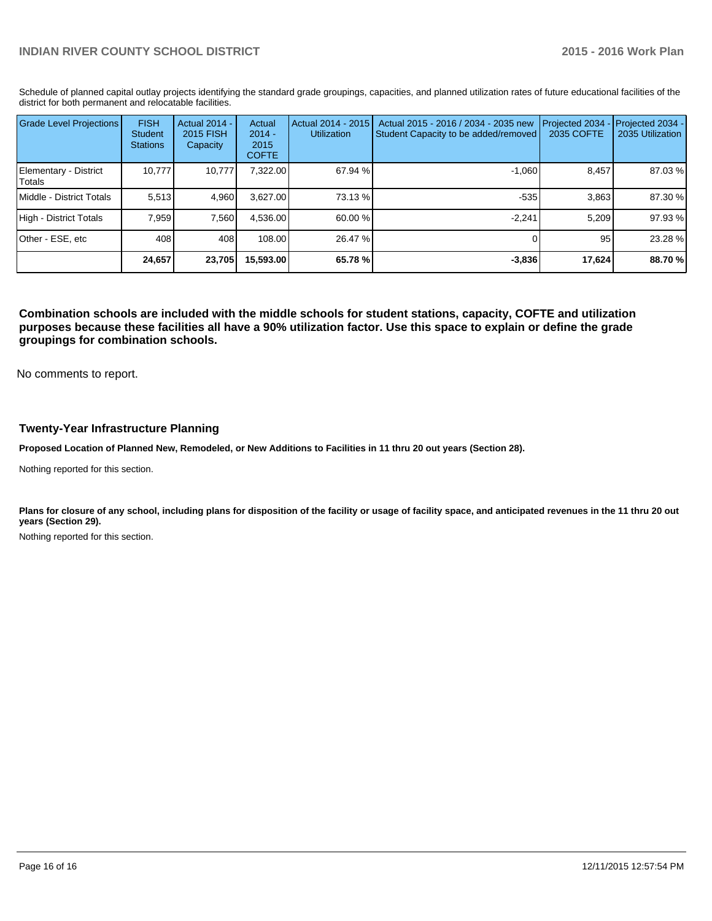Schedule of planned capital outlay projects identifying the standard grade groupings, capacities, and planned utilization rates of future educational facilities of the district for both permanent and relocatable facilities.

| Grade Level Projections | FISH Student Stations | Actual 2014 - 2015 FISH Capacity | Actual 2014 - 2015 COFTE | Actual 2014 - 2015 Utilization | Actual 2015 - 2016 / 2034 - 2035 new Student Capacity to be added/removed | Projected 2034 - 2035 COFTE | Projected 2034 - 2035 Utilization |
|---|---|---|---|---|---|---|---|
| Elementary - District Totals | 10,777 | 10,777 | 7,322.00 | 67.94 % | -1,060 | 8,457 | 87.03 % |
| Middle - District Totals | 5,513 | 4,960 | 3,627.00 | 73.13 % | -535 | 3,863 | 87.30 % |
| High - District Totals | 7,959 | 7,560 | 4,536.00 | 60.00 % | -2,241 | 5,209 | 97.93 % |
| Other - ESE, etc | 408 | 408 | 108.00 | 26.47 % | 0 | 95 | 23.28 % |
| | **24,657** | **23,705** | **15,593.00** | **65.78 %** | **-3,836** | **17,624** | **88.70 %** |

**Combination schools are included with the middle schools for student stations, capacity, COFTE and utilization purposes because these facilities all have a 90% utilization factor. Use this space to explain or define the grade groupings for combination schools.**

No comments to report.

## Twenty-Year Infrastructure Planning

**Proposed Location of Planned New, Remodeled, or New Additions to Facilities in 11 thru 20 out years (Section 28).**

Nothing reported for this section.

**Plans for closure of any school, including plans for disposition of the facility or usage of facility space, and anticipated revenues in the 11 thru 20 out years (Section 29).**

Nothing reported for this section.